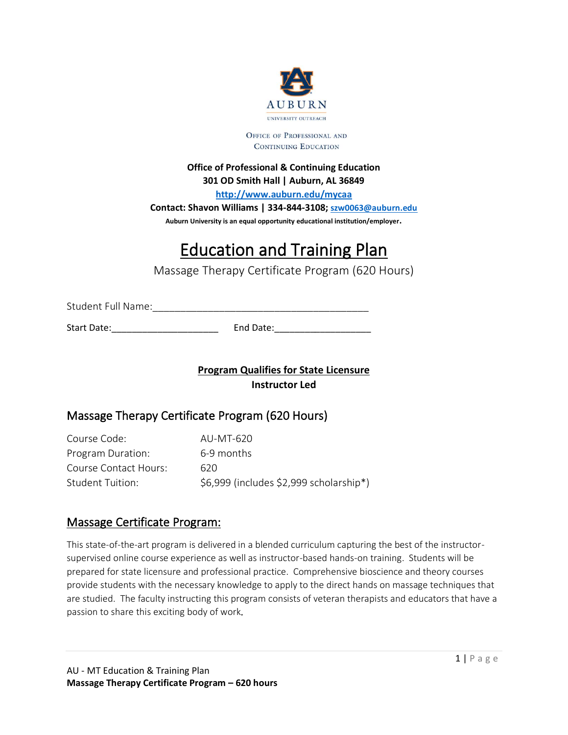AUBURN

UNIVERSITY OUTREACH

OFFICE OF PROFESSIONAL AND CONTINUING EDUCATION

**Office of Professional & Continuing Education**
**301 OD Smith Hall | Auburn, AL 36849**
**http://www.auburn.edu/mycaa**
**Contact: Shavon Williams | 334-844-3108; szw0063@auburn.edu**
**Auburn University is an equal opportunity educational institution/employer.**

# Education and Training Plan

Massage Therapy Certificate Program (620 Hours)

Student Full Name:________________________________________

Start Date:_____________________ End Date:__________________

**Program Qualifies for State Licensure**
**Instructor Led**

## Massage Therapy Certificate Program (620 Hours)

| | |
|---|---|
| Course Code: | AU-MT-620 |
| Program Duration: | 6-9 months |
| Course Contact Hours: | 620 |
| Student Tuition: | $6,999 (includes $2,999 scholarship*) |

## Massage Certificate Program:

This state-of-the-art program is delivered in a blended curriculum capturing the best of the instructor-supervised online course experience as well as instructor-based hands-on training. Students will be prepared for state licensure and professional practice. Comprehensive bioscience and theory courses provide students with the necessary knowledge to apply to the direct hands on massage techniques that are studied. The faculty instructing this program consists of veteran therapists and educators that have a passion to share this exciting body of work.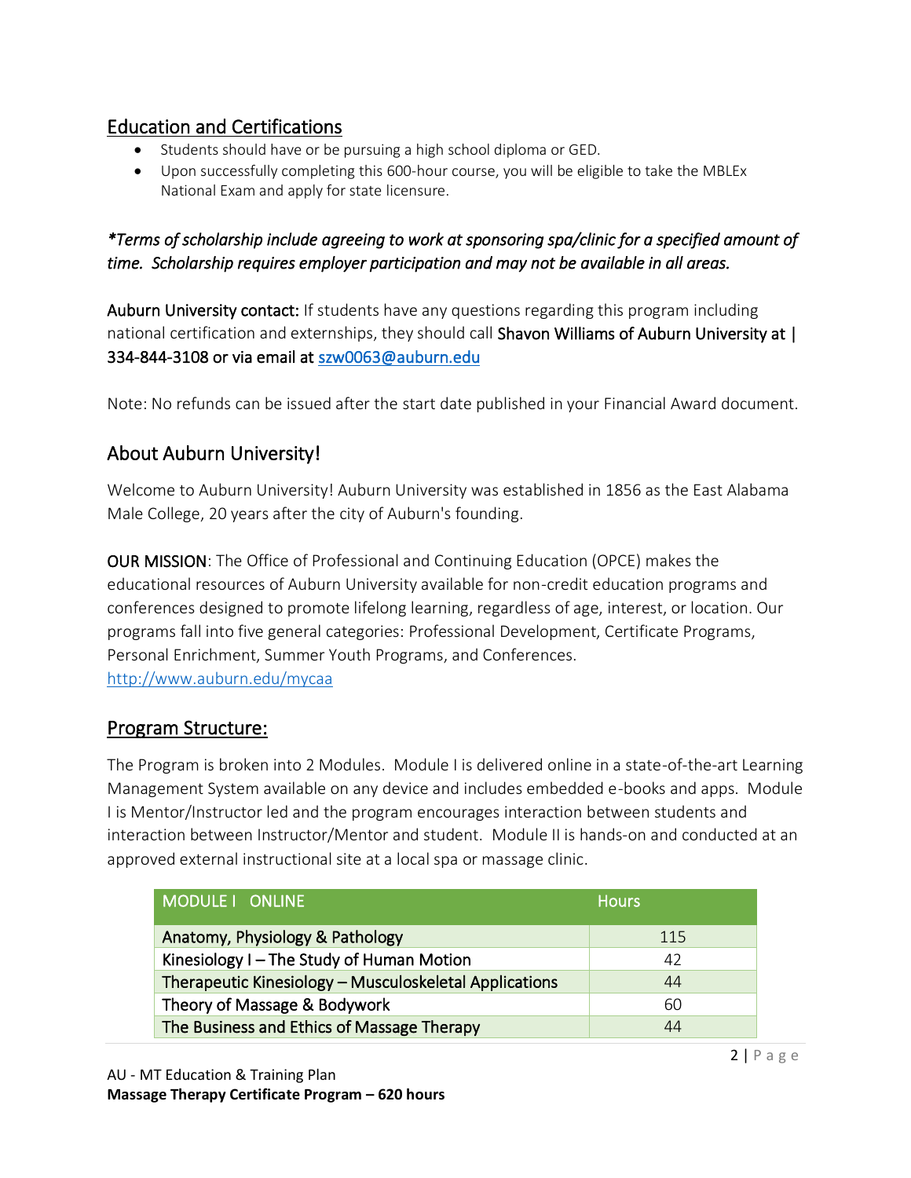## Education and Certifications

- Students should have or be pursuing a high school diploma or GED.
- Upon successfully completing this 600-hour course, you will be eligible to take the MBLEx National Exam and apply for state licensure.

***Terms of scholarship include agreeing to work at sponsoring spa/clinic for a specified amount of time. Scholarship requires employer participation and may not be available in all areas.***

Auburn University contact: If students have any questions regarding this program including national certification and externships, they should call Shavon Williams of Auburn University at | 334-844-3108 or via email at szw0063@auburn.edu

Note: No refunds can be issued after the start date published in your Financial Award document.

## About Auburn University!

Welcome to Auburn University! Auburn University was established in 1856 as the East Alabama Male College, 20 years after the city of Auburn's founding.

OUR MISSION: The Office of Professional and Continuing Education (OPCE) makes the educational resources of Auburn University available for non-credit education programs and conferences designed to promote lifelong learning, regardless of age, interest, or location. Our programs fall into five general categories: Professional Development, Certificate Programs, Personal Enrichment, Summer Youth Programs, and Conferences.
http://www.auburn.edu/mycaa

## Program Structure:

The Program is broken into 2 Modules. Module I is delivered online in a state-of-the-art Learning Management System available on any device and includes embedded e-books and apps. Module I is Mentor/Instructor led and the program encourages interaction between students and interaction between Instructor/Mentor and student. Module II is hands-on and conducted at an approved external instructional site at a local spa or massage clinic.

| MODULE I ONLINE | Hours |
| --- | --- |
| Anatomy, Physiology & Pathology | 115 |
| Kinesiology I – The Study of Human Motion | 42 |
| Therapeutic Kinesiology – Musculoskeletal Applications | 44 |
| Theory of Massage & Bodywork | 60 |
| The Business and Ethics of Massage Therapy | 44 |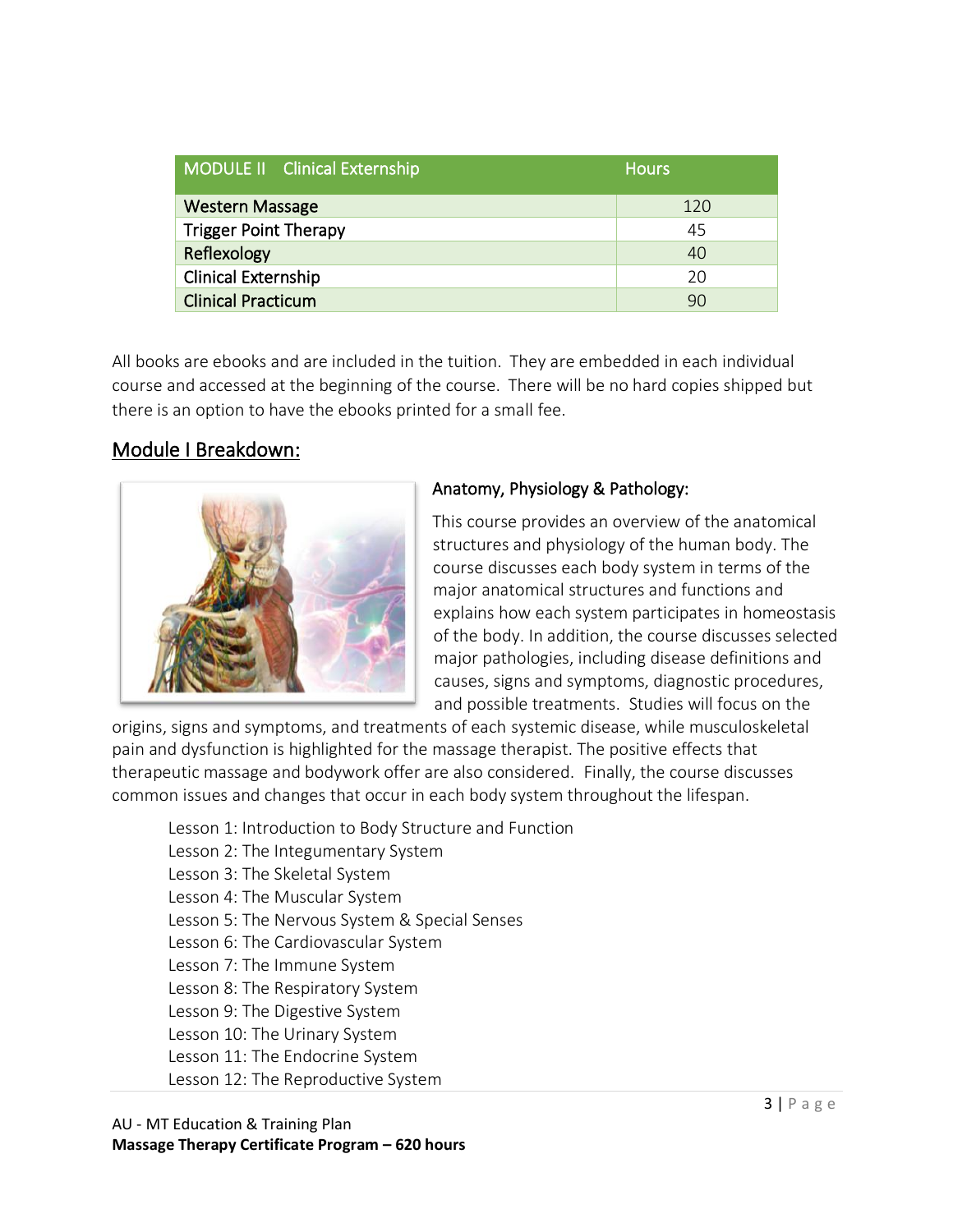| MODULE II Clinical Externship | Hours |
|---|---|
| Western Massage | 120 |
| Trigger Point Therapy | 45 |
| Reflexology | 40 |
| Clinical Externship | 20 |
| Clinical Practicum | 90 |

All books are ebooks and are included in the tuition. They are embedded in each individual course and accessed at the beginning of the course. There will be no hard copies shipped but there is an option to have the ebooks printed for a small fee.

## Module I Breakdown:

### Anatomy, Physiology & Pathology:

This course provides an overview of the anatomical structures and physiology of the human body. The course discusses each body system in terms of the major anatomical structures and functions and explains how each system participates in homeostasis of the body. In addition, the course discusses selected major pathologies, including disease definitions and causes, signs and symptoms, diagnostic procedures, and possible treatments. Studies will focus on the origins, signs and symptoms, and treatments of each systemic disease, while musculoskeletal pain and dysfunction is highlighted for the massage therapist. The positive effects that therapeutic massage and bodywork offer are also considered. Finally, the course discusses common issues and changes that occur in each body system throughout the lifespan.

Lesson 1: Introduction to Body Structure and Function
Lesson 2: The Integumentary System
Lesson 3: The Skeletal System
Lesson 4: The Muscular System
Lesson 5: The Nervous System & Special Senses
Lesson 6: The Cardiovascular System
Lesson 7: The Immune System
Lesson 8: The Respiratory System
Lesson 9: The Digestive System
Lesson 10: The Urinary System
Lesson 11: The Endocrine System
Lesson 12: The Reproductive System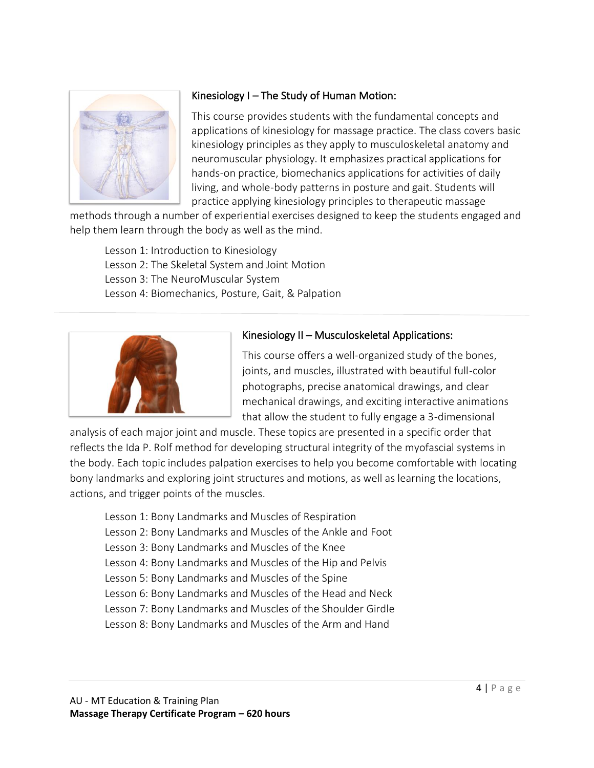### Kinesiology I – The Study of Human Motion:

This course provides students with the fundamental concepts and applications of kinesiology for massage practice. The class covers basic kinesiology principles as they apply to musculoskeletal anatomy and neuromuscular physiology. It emphasizes practical applications for hands-on practice, biomechanics applications for activities of daily living, and whole-body patterns in posture and gait. Students will practice applying kinesiology principles to therapeutic massage methods through a number of experiential exercises designed to keep the students engaged and help them learn through the body as well as the mind.

- Lesson 1: Introduction to Kinesiology
- Lesson 2: The Skeletal System and Joint Motion
- Lesson 3: The NeuroMuscular System
- Lesson 4: Biomechanics, Posture, Gait, & Palpation

---

### Kinesiology II – Musculoskeletal Applications:

This course offers a well-organized study of the bones, joints, and muscles, illustrated with beautiful full-color photographs, precise anatomical drawings, and clear mechanical drawings, and exciting interactive animations that allow the student to fully engage a 3-dimensional analysis of each major joint and muscle. These topics are presented in a specific order that reflects the Ida P. Rolf method for developing structural integrity of the myofascial systems in the body. Each topic includes palpation exercises to help you become comfortable with locating bony landmarks and exploring joint structures and motions, as well as learning the locations, actions, and trigger points of the muscles.

- Lesson 1: Bony Landmarks and Muscles of Respiration
- Lesson 2: Bony Landmarks and Muscles of the Ankle and Foot
- Lesson 3: Bony Landmarks and Muscles of the Knee
- Lesson 4: Bony Landmarks and Muscles of the Hip and Pelvis
- Lesson 5: Bony Landmarks and Muscles of the Spine
- Lesson 6: Bony Landmarks and Muscles of the Head and Neck
- Lesson 7: Bony Landmarks and Muscles of the Shoulder Girdle
- Lesson 8: Bony Landmarks and Muscles of the Arm and Hand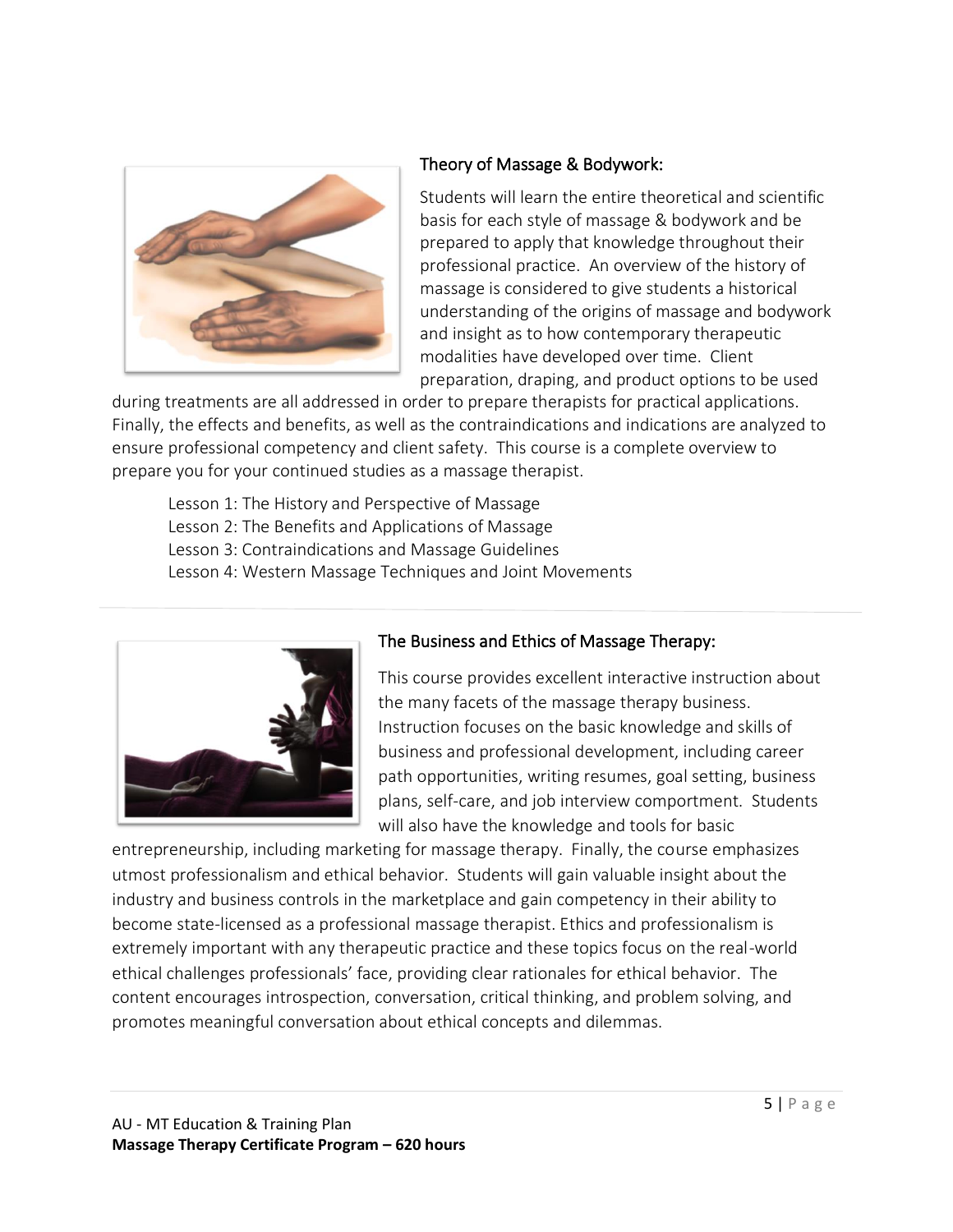### Theory of Massage & Bodywork:

Students will learn the entire theoretical and scientific basis for each style of massage & bodywork and be prepared to apply that knowledge throughout their professional practice. An overview of the history of massage is considered to give students a historical understanding of the origins of massage and bodywork and insight as to how contemporary therapeutic modalities have developed over time. Client preparation, draping, and product options to be used during treatments are all addressed in order to prepare therapists for practical applications. Finally, the effects and benefits, as well as the contraindications and indications are analyzed to ensure professional competency and client safety. This course is a complete overview to prepare you for your continued studies as a massage therapist.

- Lesson 1: The History and Perspective of Massage
- Lesson 2: The Benefits and Applications of Massage
- Lesson 3: Contraindications and Massage Guidelines
- Lesson 4: Western Massage Techniques and Joint Movements

---

### The Business and Ethics of Massage Therapy:

This course provides excellent interactive instruction about the many facets of the massage therapy business. Instruction focuses on the basic knowledge and skills of business and professional development, including career path opportunities, writing resumes, goal setting, business plans, self-care, and job interview comportment. Students will also have the knowledge and tools for basic entrepreneurship, including marketing for massage therapy. Finally, the course emphasizes utmost professionalism and ethical behavior. Students will gain valuable insight about the industry and business controls in the marketplace and gain competency in their ability to become state-licensed as a professional massage therapist. Ethics and professionalism is extremely important with any therapeutic practice and these topics focus on the real-world ethical challenges professionals' face, providing clear rationales for ethical behavior. The content encourages introspection, conversation, critical thinking, and problem solving, and promotes meaningful conversation about ethical concepts and dilemmas.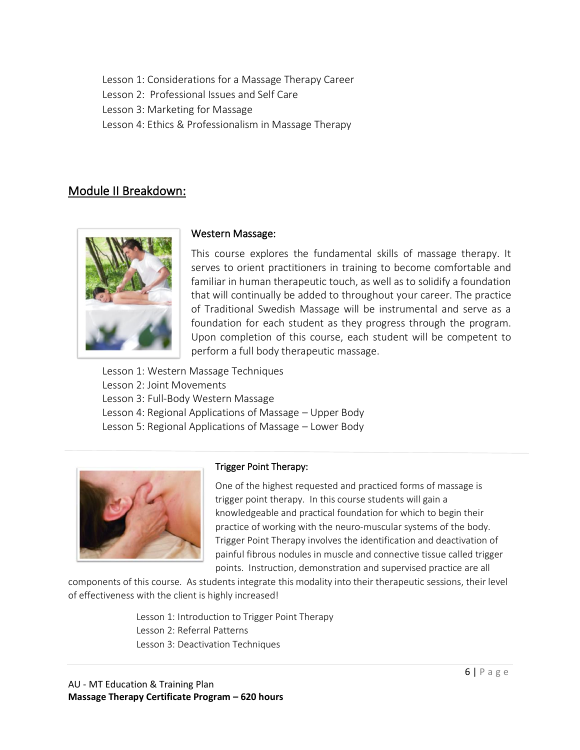Lesson 1: Considerations for a Massage Therapy Career
Lesson 2: Professional Issues and Self Care
Lesson 3: Marketing for Massage
Lesson 4: Ethics & Professionalism in Massage Therapy

## Module II Breakdown:

### Western Massage:

This course explores the fundamental skills of massage therapy. It serves to orient practitioners in training to become comfortable and familiar in human therapeutic touch, as well as to solidify a foundation that will continually be added to throughout your career. The practice of Traditional Swedish Massage will be instrumental and serve as a foundation for each student as they progress through the program. Upon completion of this course, each student will be competent to perform a full body therapeutic massage.

Lesson 1: Western Massage Techniques
Lesson 2: Joint Movements
Lesson 3: Full-Body Western Massage
Lesson 4: Regional Applications of Massage – Upper Body
Lesson 5: Regional Applications of Massage – Lower Body

---

### Trigger Point Therapy:

One of the highest requested and practiced forms of massage is trigger point therapy. In this course students will gain a knowledgeable and practical foundation for which to begin their practice of working with the neuro-muscular systems of the body. Trigger Point Therapy involves the identification and deactivation of painful fibrous nodules in muscle and connective tissue called trigger points. Instruction, demonstration and supervised practice are all components of this course. As students integrate this modality into their therapeutic sessions, their level of effectiveness with the client is highly increased!

Lesson 1: Introduction to Trigger Point Therapy
Lesson 2: Referral Patterns
Lesson 3: Deactivation Techniques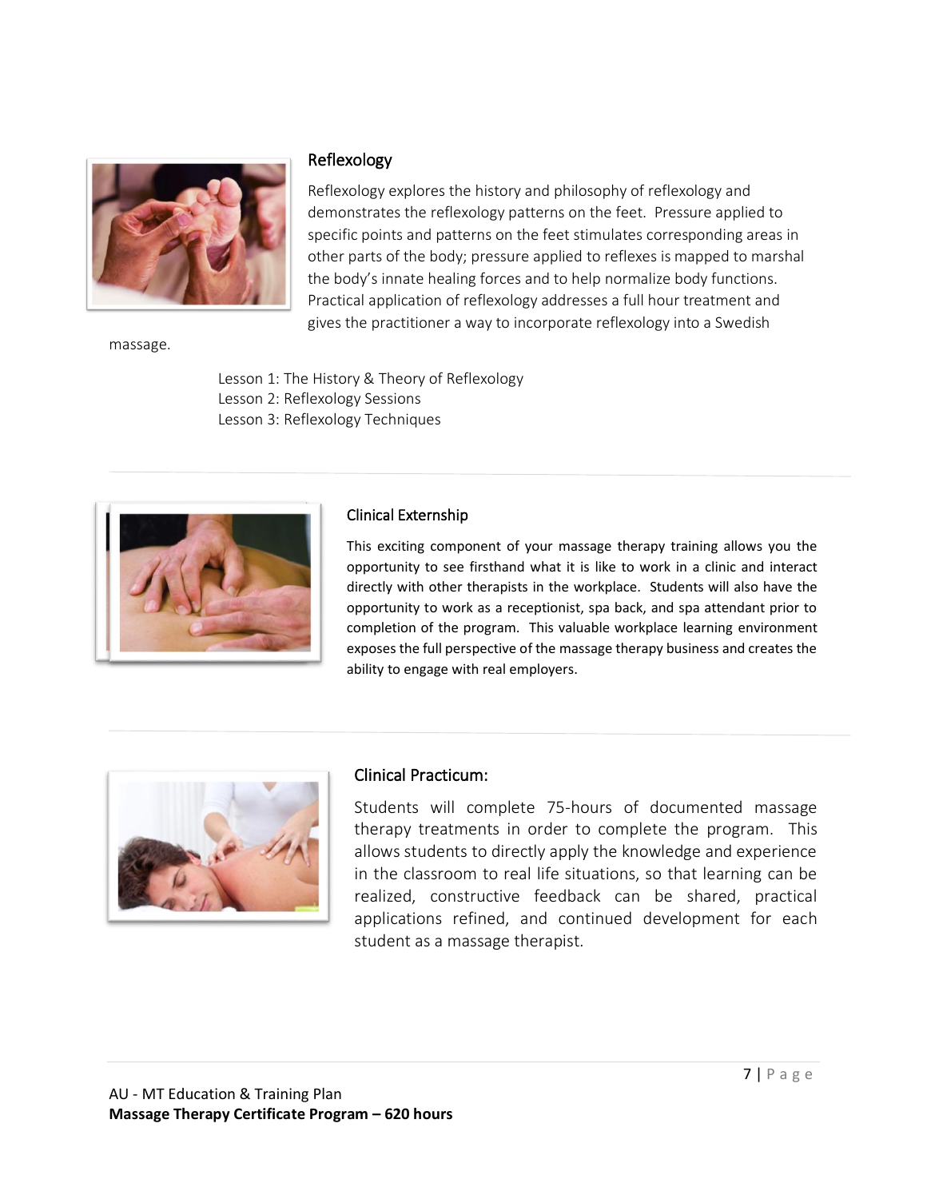### Reflexology

Reflexology explores the history and philosophy of reflexology and demonstrates the reflexology patterns on the feet. Pressure applied to specific points and patterns on the feet stimulates corresponding areas in other parts of the body; pressure applied to reflexes is mapped to marshal the body's innate healing forces and to help normalize body functions. Practical application of reflexology addresses a full hour treatment and gives the practitioner a way to incorporate reflexology into a Swedish massage.

Lesson 1: The History & Theory of Reflexology
Lesson 2: Reflexology Sessions
Lesson 3: Reflexology Techniques

---

### Clinical Externship

This exciting component of your massage therapy training allows you the opportunity to see firsthand what it is like to work in a clinic and interact directly with other therapists in the workplace. Students will also have the opportunity to work as a receptionist, spa back, and spa attendant prior to completion of the program. This valuable workplace learning environment exposes the full perspective of the massage therapy business and creates the ability to engage with real employers.

---

### Clinical Practicum:

Students will complete 75-hours of documented massage therapy treatments in order to complete the program. This allows students to directly apply the knowledge and experience in the classroom to real life situations, so that learning can be realized, constructive feedback can be shared, practical applications refined, and continued development for each student as a massage therapist.